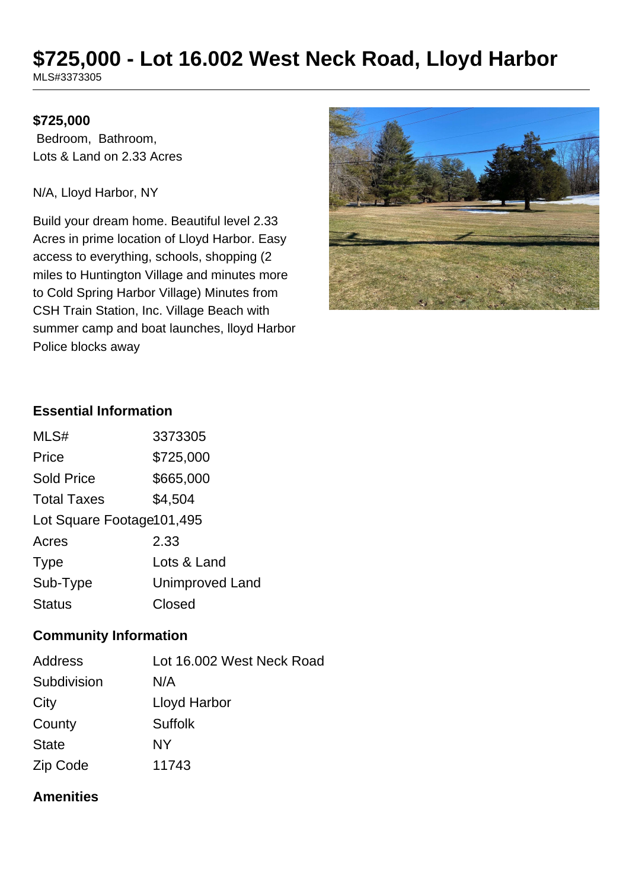# $725,000 - Lot 16.002 West Neck Road, Lloyd Harbor

MLS#3373305

**$725,000**

Bedroom, Bathroom,
Lots & Land on 2.33 Acres

N/A, Lloyd Harbor, NY

Build your dream home. Beautiful level 2.33 Acres in prime location of Lloyd Harbor. Easy access to everything, schools, shopping (2 miles to Huntington Village and minutes more to Cold Spring Harbor Village) Minutes from CSH Train Station, Inc. Village Beach with summer camp and boat launches, lloyd Harbor Police blocks away

## Essential Information

| | |
|---|---|
| MLS# | 3373305 |
| Price | $725,000 |
| Sold Price | $665,000 |
| Total Taxes | $4,504 |
| Lot Square Footage | 101,495 |
| Acres | 2.33 |
| Type | Lots & Land |
| Sub-Type | Unimproved Land |
| Status | Closed |

## Community Information

| | |
|---|---|
| Address | Lot 16.002 West Neck Road |
| Subdivision | N/A |
| City | Lloyd Harbor |
| County | Suffolk |
| State | NY |
| Zip Code | 11743 |

## Amenities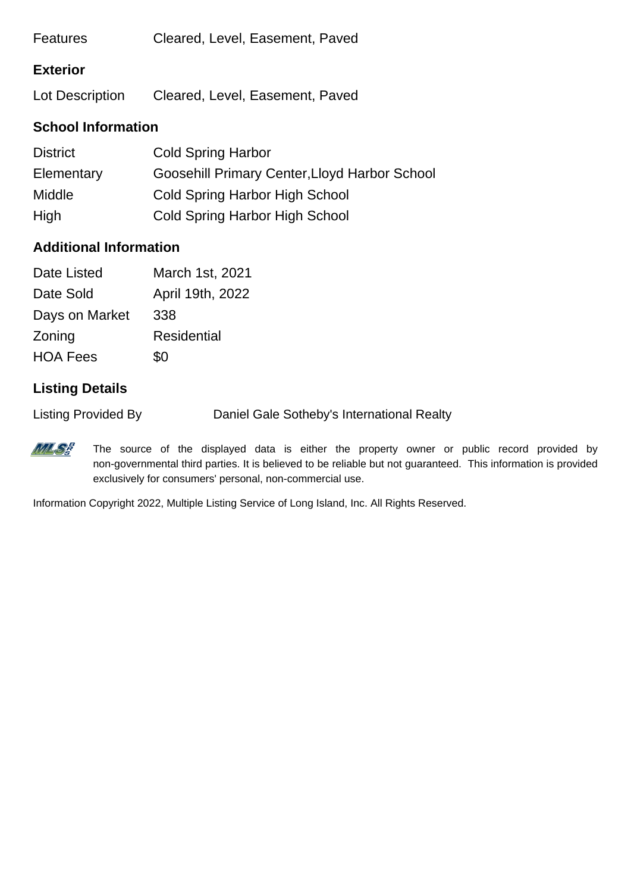| | |
|---|---|
| Features | Cleared, Level, Easement, Paved |

## Exterior

| | |
|---|---|
| Lot Description | Cleared, Level, Easement, Paved |

## School Information

| | |
|---|---|
| District | Cold Spring Harbor |
| Elementary | Goosehill Primary Center,Lloyd Harbor School |
| Middle | Cold Spring Harbor High School |
| High | Cold Spring Harbor High School |

## Additional Information

| | |
|---|---|
| Date Listed | March 1st, 2021 |
| Date Sold | April 19th, 2022 |
| Days on Market | 338 |
| Zoning | Residential |
| HOA Fees | $0 |

## Listing Details

| | |
|---|---|
| Listing Provided By | Daniel Gale Sotheby's International Realty |

The source of the displayed data is either the property owner or public record provided by non-governmental third parties. It is believed to be reliable but not guaranteed. This information is provided exclusively for consumers' personal, non-commercial use.

Information Copyright 2022, Multiple Listing Service of Long Island, Inc. All Rights Reserved.